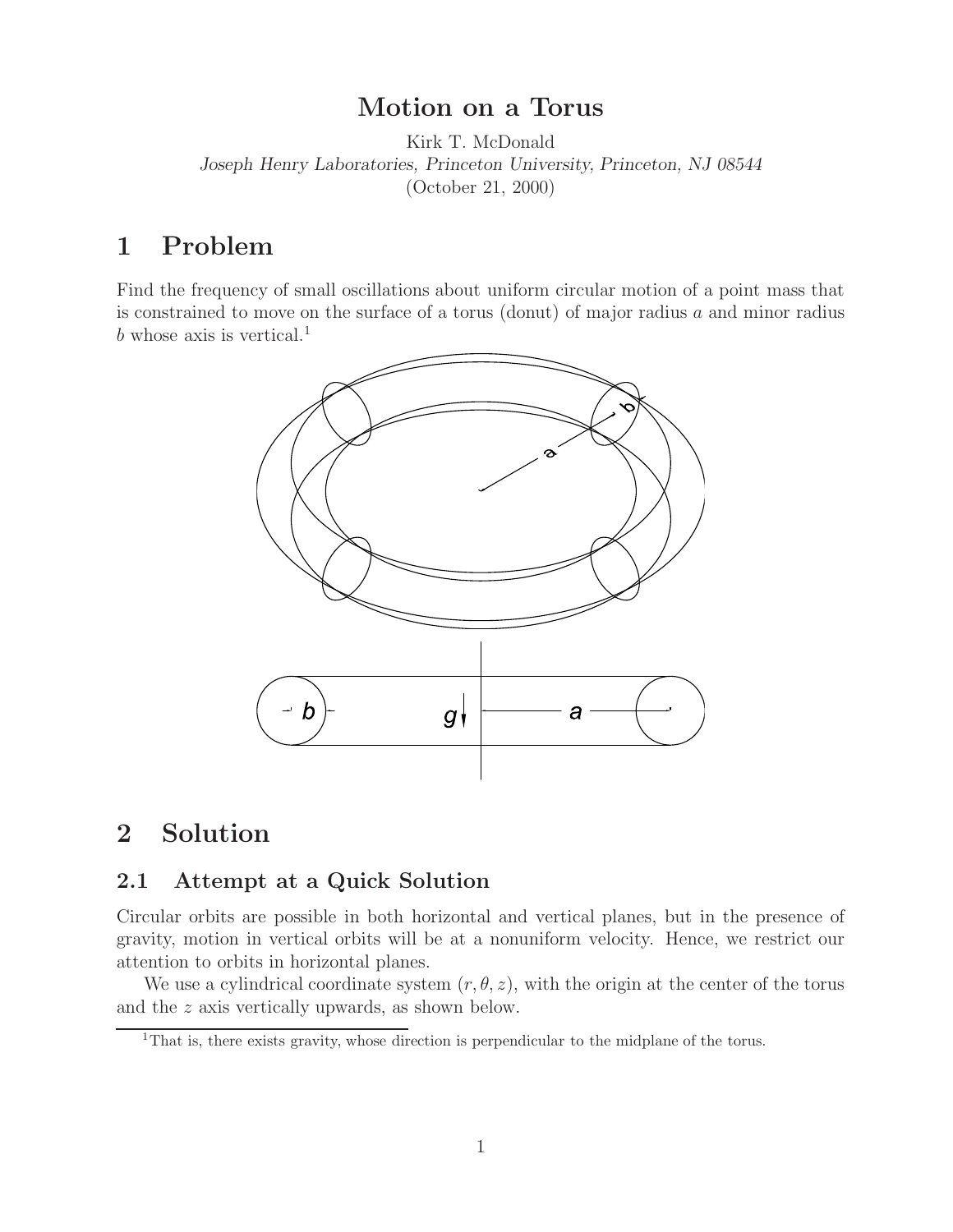# Motion on a Torus

Kirk T. McDonald

*Joseph Henry Laboratories, Princeton University, Princeton, NJ 08544*

(October 21, 2000)

## 1 Problem

Find the frequency of small oscillations about uniform circular motion of a point mass that is constrained to move on the surface of a torus (donut) of major radius $a$ and minor radius $b$ whose axis is vertical.[1]

## 2 Solution

### 2.1 Attempt at a Quick Solution

Circular orbits are possible in both horizontal and vertical planes, but in the presence of gravity, motion in vertical orbits will be at a nonuniform velocity. Hence, we restrict our attention to orbits in horizontal planes.

We use a cylindrical coordinate system $(r, \theta, z)$, with the origin at the center of the torus and the $z$ axis vertically upwards, as shown below.

[1] That is, there exists gravity, whose direction is perpendicular to the midplane of the torus.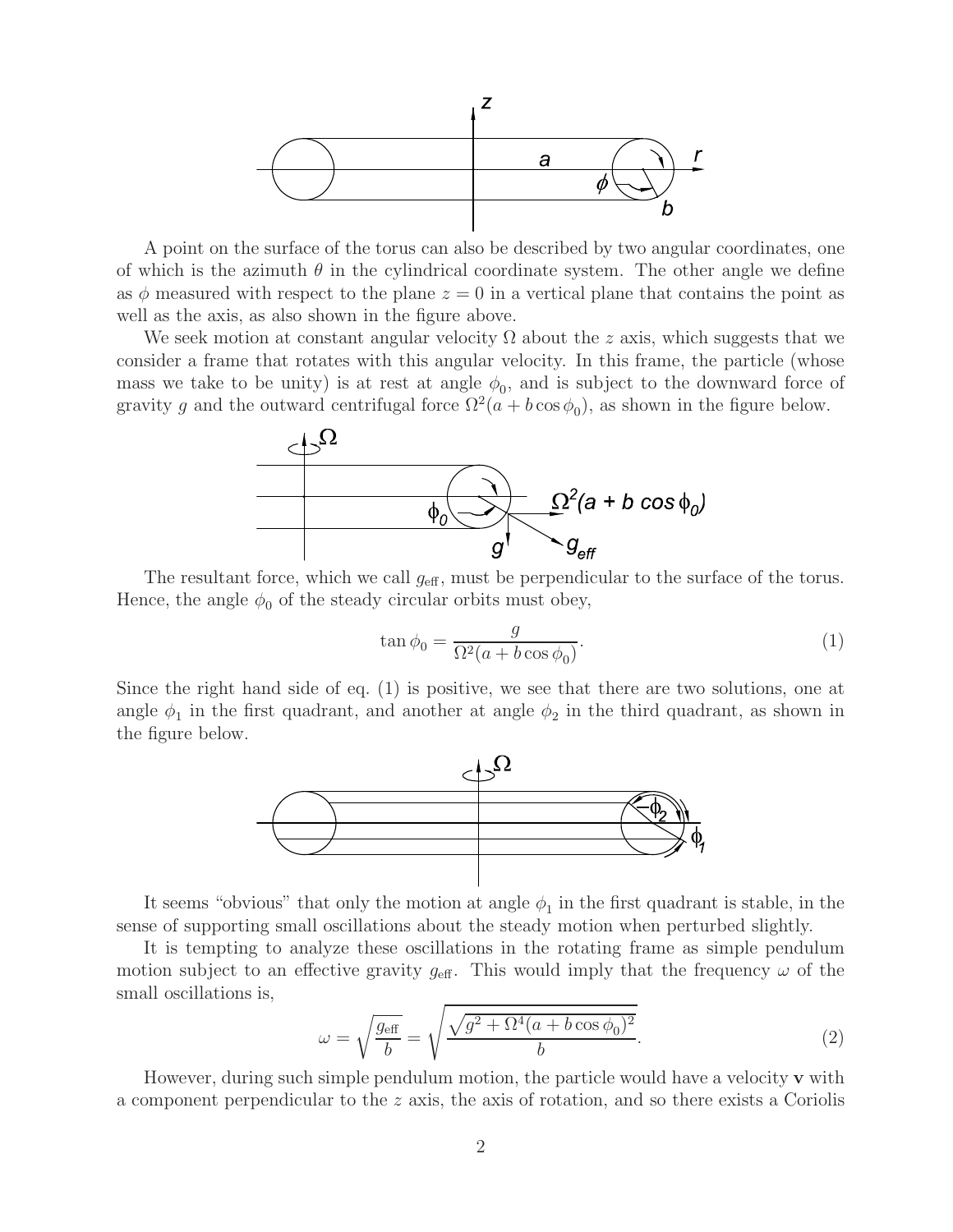A point on the surface of the torus can also be described by two angular coordinates, one of which is the azimuth $\theta$ in the cylindrical coordinate system. The other angle we define as $\phi$ measured with respect to the plane $z = 0$ in a vertical plane that contains the point as well as the axis, as also shown in the figure above.

We seek motion at constant angular velocity $\Omega$ about the $z$ axis, which suggests that we consider a frame that rotates with this angular velocity. In this frame, the particle (whose mass we take to be unity) is at rest at angle $\phi_0$, and is subject to the downward force of gravity $g$ and the outward centrifugal force $\Omega^2(a + b\cos\phi_0)$, as shown in the figure below.

The resultant force, which we call $g_{\text{eff}}$, must be perpendicular to the surface of the torus. Hence, the angle $\phi_0$ of the steady circular orbits must obey,

$$\tan\phi_0 = \frac{g}{\Omega^2(a + b\cos\phi_0)}. \tag{1}$$

Since the right hand side of eq. (1) is positive, we see that there are two solutions, one at angle $\phi_1$ in the first quadrant, and another at angle $\phi_2$ in the third quadrant, as shown in the figure below.

It seems "obvious" that only the motion at angle $\phi_1$ in the first quadrant is stable, in the sense of supporting small oscillations about the steady motion when perturbed slightly.

It is tempting to analyze these oscillations in the rotating frame as simple pendulum motion subject to an effective gravity $g_{\text{eff}}$. This would imply that the frequency $\omega$ of the small oscillations is,

$$\omega = \sqrt{\frac{g_{\text{eff}}}{b}} = \sqrt{\frac{\sqrt{g^2 + \Omega^4(a + b\cos\phi_0)^2}}{b}}. \tag{2}$$

However, during such simple pendulum motion, the particle would have a velocity $\mathbf{v}$ with a component perpendicular to the $z$ axis, the axis of rotation, and so there exists a Coriolis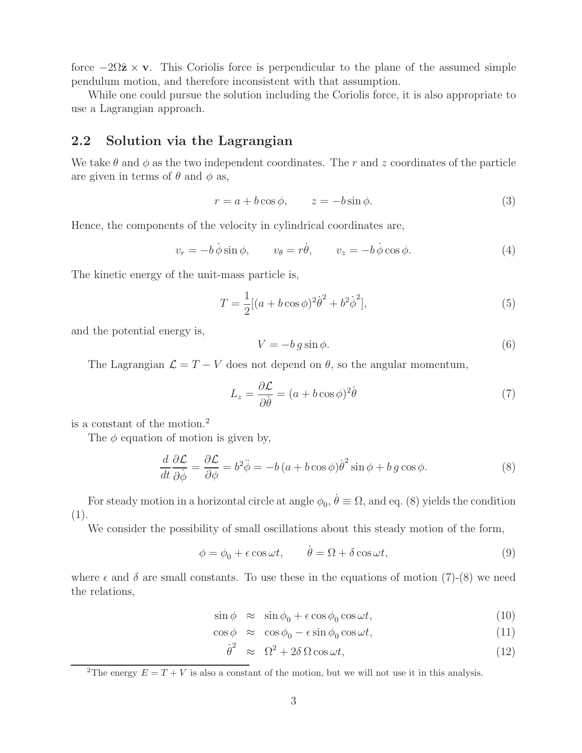force $-2\Omega\hat{\mathbf{z}} \times \mathbf{v}$. This Coriolis force is perpendicular to the plane of the assumed simple pendulum motion, and therefore inconsistent with that assumption.

While one could pursue the solution including the Coriolis force, it is also appropriate to use a Lagrangian approach.

## 2.2 Solution via the Lagrangian

We take $\theta$ and $\phi$ as the two independent coordinates. The $r$ and $z$ coordinates of the particle are given in terms of $\theta$ and $\phi$ as,

$$r = a + b\cos\phi, \qquad z = -b\sin\phi. \tag{3}$$

Hence, the components of the velocity in cylindrical coordinates are,

$$v_r = -b\,\dot{\phi}\sin\phi, \qquad v_\theta = r\dot{\theta}, \qquad v_z = -b\,\dot{\phi}\cos\phi. \tag{4}$$

The kinetic energy of the unit-mass particle is,

$$T = \frac{1}{2}[(a + b\cos\phi)^2\dot{\theta}^2 + b^2\dot{\phi}^2], \tag{5}$$

and the potential energy is,

$$V = -b\,g\sin\phi. \tag{6}$$

The Lagrangian $\mathcal{L} = T - V$ does not depend on $\theta$, so the angular momentum,

$$L_z = \frac{\partial\mathcal{L}}{\partial\dot{\theta}} = (a + b\cos\phi)^2\dot{\theta} \tag{7}$$

is a constant of the motion.[2]

The $\phi$ equation of motion is given by,

$$\frac{d}{dt}\frac{\partial\mathcal{L}}{\partial\dot{\phi}} = \frac{\partial\mathcal{L}}{\partial\phi} = b^2\ddot{\phi} = -b\,(a + b\cos\phi)\dot{\theta}^2\sin\phi + b\,g\cos\phi. \tag{8}$$

For steady motion in a horizontal circle at angle $\phi_0$, $\dot{\theta} \equiv \Omega$, and eq. (8) yields the condition (1).

We consider the possibility of small oscillations about this steady motion of the form,

$$\phi = \phi_0 + \epsilon\cos\omega t, \qquad \dot{\theta} = \Omega + \delta\cos\omega t, \tag{9}$$

where $\epsilon$ and $\delta$ are small constants. To use these in the equations of motion (7)-(8) we need the relations,

$$\sin\phi \approx \sin\phi_0 + \epsilon\cos\phi_0\cos\omega t, \tag{10}$$

$$\cos\phi \approx \cos\phi_0 - \epsilon\sin\phi_0\cos\omega t, \tag{11}$$

$$\dot{\theta}^2 \approx \Omega^2 + 2\delta\,\Omega\cos\omega t, \tag{12}$$

[2]The energy $E = T + V$ is also a constant of the motion, but we will not use it in this analysis.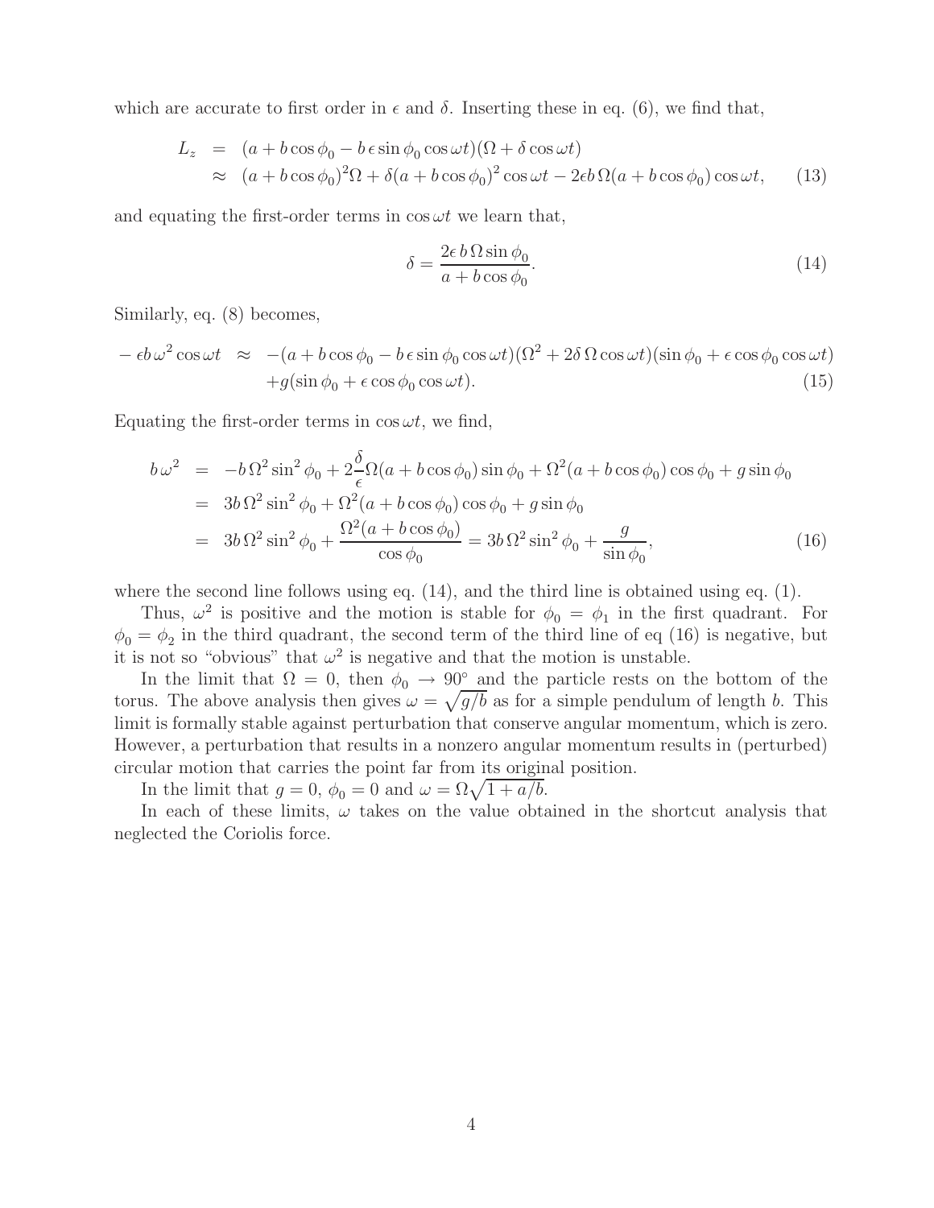which are accurate to first order in $\epsilon$ and $\delta$. Inserting these in eq. (6), we find that,

$$
\begin{aligned}
L_z &= (a + b\cos\phi_0 - b\,\epsilon\sin\phi_0\cos\omega t)(\Omega + \delta\cos\omega t) \\
&\approx (a + b\cos\phi_0)^2\Omega + \delta(a + b\cos\phi_0)^2\cos\omega t - 2\epsilon b\,\Omega(a + b\cos\phi_0)\cos\omega t, \qquad (13)
\end{aligned}
$$

and equating the first-order terms in $\cos\omega t$ we learn that,

$$
\delta = \frac{2\epsilon\, b\,\Omega\sin\phi_0}{a + b\cos\phi_0}. \qquad (14)
$$

Similarly, eq. (8) becomes,

$$
\begin{aligned}
-\epsilon b\,\omega^2\cos\omega t &\approx -(a + b\cos\phi_0 - b\,\epsilon\sin\phi_0\cos\omega t)(\Omega^2 + 2\delta\,\Omega\cos\omega t)(\sin\phi_0 + \epsilon\cos\phi_0\cos\omega t) \\
&\quad + g(\sin\phi_0 + \epsilon\cos\phi_0\cos\omega t). \qquad (15)
\end{aligned}
$$

Equating the first-order terms in $\cos\omega t$, we find,

$$
\begin{aligned}
b\,\omega^2 &= -b\,\Omega^2\sin^2\phi_0 + 2\frac{\delta}{\epsilon}\Omega(a + b\cos\phi_0)\sin\phi_0 + \Omega^2(a + b\cos\phi_0)\cos\phi_0 + g\sin\phi_0 \\
&= 3b\,\Omega^2\sin^2\phi_0 + \Omega^2(a + b\cos\phi_0)\cos\phi_0 + g\sin\phi_0 \\
&= 3b\,\Omega^2\sin^2\phi_0 + \frac{\Omega^2(a + b\cos\phi_0)}{\cos\phi_0} = 3b\,\Omega^2\sin^2\phi_0 + \frac{g}{\sin\phi_0}, \qquad (16)
\end{aligned}
$$

where the second line follows using eq. (14), and the third line is obtained using eq. (1).

Thus, $\omega^2$ is positive and the motion is stable for $\phi_0 = \phi_1$ in the first quadrant. For $\phi_0 = \phi_2$ in the third quadrant, the second term of the third line of eq (16) is negative, but it is not so "obvious" that $\omega^2$ is negative and that the motion is unstable.

In the limit that $\Omega = 0$, then $\phi_0 \to 90^\circ$ and the particle rests on the bottom of the torus. The above analysis then gives $\omega = \sqrt{g/b}$ as for a simple pendulum of length $b$. This limit is formally stable against perturbation that conserve angular momentum, which is zero. However, a perturbation that results in a nonzero angular momentum results in (perturbed) circular motion that carries the point far from its original position.

In the limit that $g = 0$, $\phi_0 = 0$ and $\omega = \Omega\sqrt{1 + a/b}$.

In each of these limits, $\omega$ takes on the value obtained in the shortcut analysis that neglected the Coriolis force.